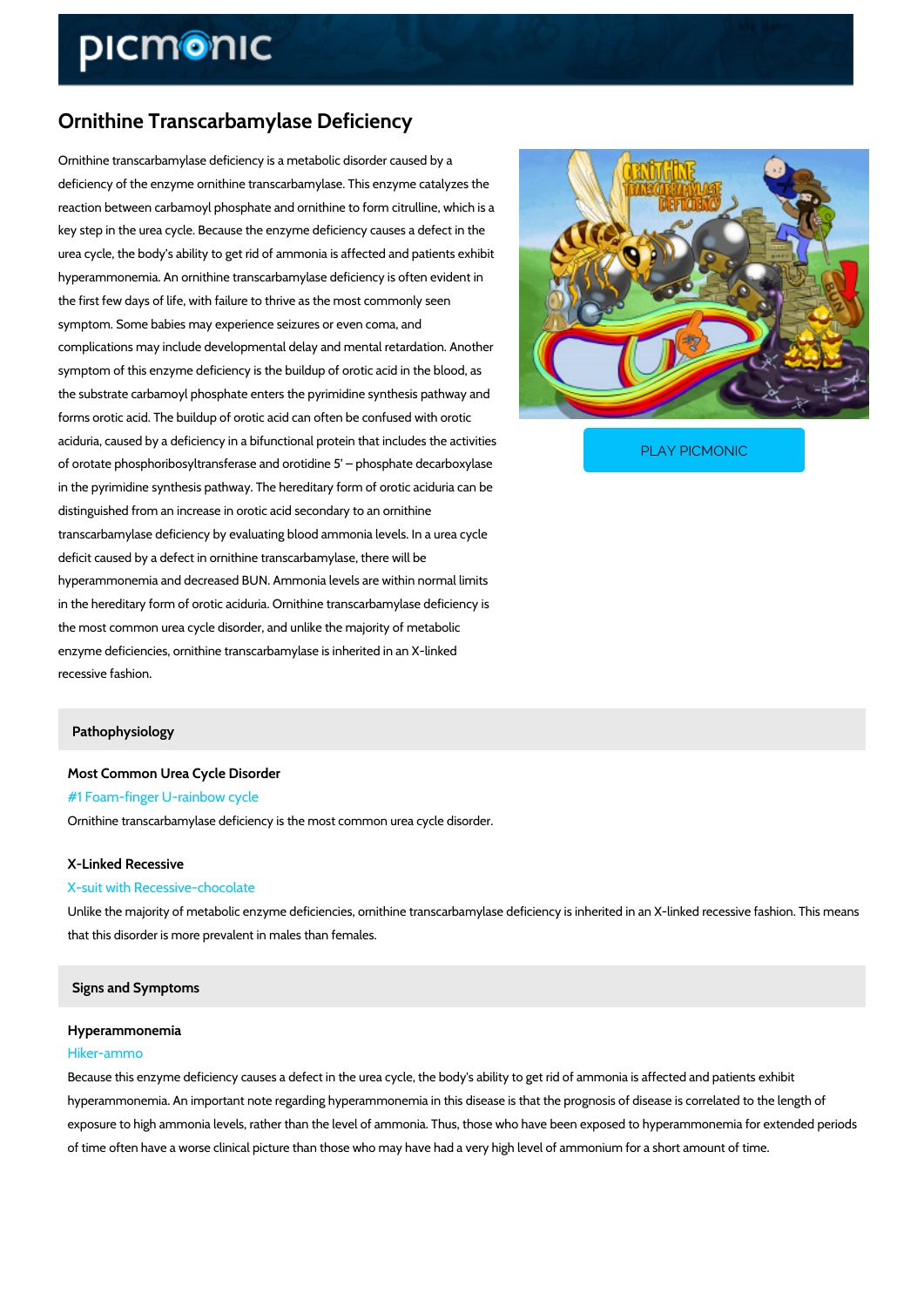# Ornithine Transcarbamylase Deficiency

Ornithine transcarbamylase deficiency is a metabolic disorder caused by a deficiency of the enzyme ornithine transcarbamylase. This enzyme catalyzes the reaction between carbamoyl phosphate and ornithine to form citrulline, which is a key step in the urea cycle. Because the enzyme deficiency causes a defect in the urea cycle, the body's ability to get rid of ammonia is affected and patients exhibit hyperammonemia. An ornithine transcarbamylase deficiency is often evident in the first few days of life, with failure to thrive as the most commonly seen symptom. Some babies may experience seizures or even coma, and complications may include developmental delay and mental retardation. Another symptom of this enzyme deficiency is the buildup of orotic acid in the blood, as the substrate carbamoyl phosphate enters the pyrimidine synthesis pathway and forms orotic acid. The buildup of orotic acid can often be confused with orotic aciduria, caused by a deficiency in a bifunctional protein that includes the activities of orotate phosphoribosyltransferase and orotidine 5' – phosphate decarboxylase in the pyrimidine synthesis pathway. The hereditary form of orotic aciduria can be distinguished from an increase in orotic acid secondary to an ornithine transcarbamylase deficiency by evaluating blood ammonia levels. In a urea cycle deficit caused by a defect in ornithine transcarbamylase, there will be hyperammonemia and decreased BUN. Ammonia levels are within normal limits in the hereditary form of orotic aciduria. Ornithine transcarbamylase deficiency is the most common urea cycle disorder, and unlike the majority of metabolic enzyme deficiencies, ornithine transcarbamylase is inherited in an X-linked recessive fashion.

PLAY PICMONIC

## Pathophysiology

### Most Common Urea Cycle Disorder

#1 Foam-finger U-rainbow cycle

Ornithine transcarbamylase deficiency is the most common urea cycle disorder.

### X-Linked Recessive

X-suit with Recessive-chocolate

Unlike the majority of metabolic enzyme deficiencies, ornithine transcarbamylase deficiency is inherited in an X-linked recessive fashion. This means that this disorder is more prevalent in males than females.

## Signs and Symptoms

### Hyperammonemia

Hiker-ammo

Because this enzyme deficiency causes a defect in the urea cycle, the body's ability to get rid of ammonia is affected and patients exhibit hyperammonemia. An important note regarding hyperammonemia in this disease is that the prognosis of disease is correlated to the length of exposure to high ammonia levels, rather than the level of ammonia. Thus, those who have been exposed to hyperammonemia for extended periods of time often have a worse clinical picture than those who may have had a very high level of ammonium for a short amount of time.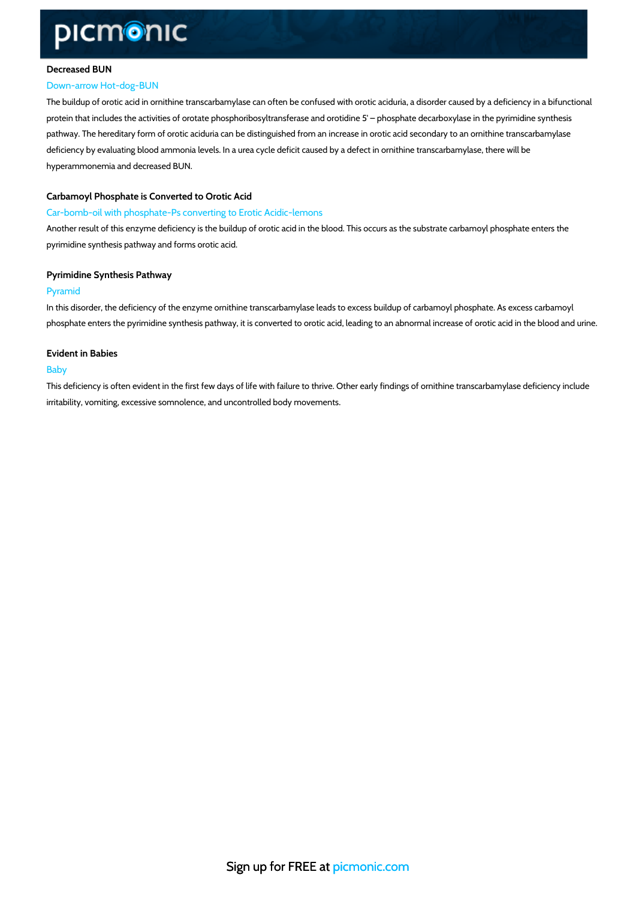### Decreased BUN

Down-arrow Hot-dog-BUN

The buildup of orotic acid in ornithine transcarbamylase can often be confused with orotic aciduria, a disorder caused by a deficiency in a bifunctional protein that includes the activities of orotate phosphoribosyltransferase and orotidine 5' – phosphate decarboxylase in the pyrimidine synthesis pathway. The hereditary form of orotic aciduria can be distinguished from an increase in orotic acid secondary to an ornithine transcarbamylase deficiency by evaluating blood ammonia levels. In a urea cycle deficit caused by a defect in ornithine transcarbamylase, there will be hyperammonemia and decreased BUN.

### Carbamoyl Phosphate is Converted to Orotic Acid

Car-bomb-oil with phosphate-Ps converting to Erotic Acidic-lemons

Another result of this enzyme deficiency is the buildup of orotic acid in the blood. This occurs as the substrate carbamoyl phosphate enters the pyrimidine synthesis pathway and forms orotic acid.

### Pyrimidine Synthesis Pathway

Pyramid

In this disorder, the deficiency of the enzyme ornithine transcarbamylase leads to excess buildup of carbamoyl phosphate. As excess carbamoyl phosphate enters the pyrimidine synthesis pathway, it is converted to orotic acid, leading to an abnormal increase of orotic acid in the blood and urine.

### Evident in Babies

Baby

This deficiency is often evident in the first few days of life with failure to thrive. Other early findings of ornithine transcarbamylase deficiency include irritability, vomiting, excessive somnolence, and uncontrolled body movements.